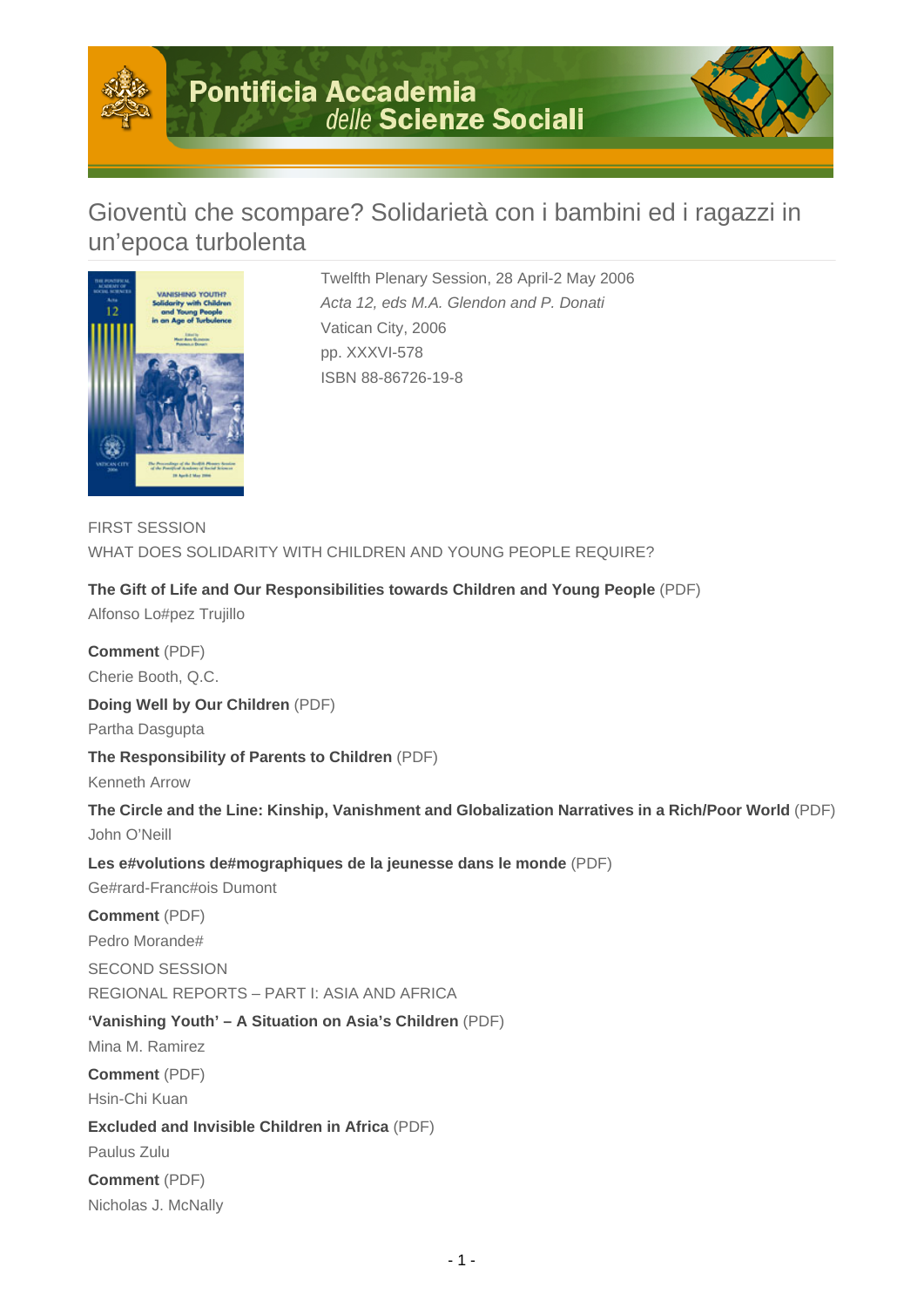# Pontificia Accademia delle Scienze Sociali

## Gioventù che scompare? Solidarietà con i bambini ed i ragazzi in un'epoca turbolenta

Twelfth Plenary Session, 28 April-2 May 2006
*Acta 12, eds M.A. Glendon and P. Donati*
Vatican City, 2006
pp. XXXVI-578
ISBN 88-86726-19-8

FIRST SESSION
WHAT DOES SOLIDARITY WITH CHILDREN AND YOUNG PEOPLE REQUIRE?

**The Gift of Life and Our Responsibilities towards Children and Young People** (PDF)
Alfonso Lo#pez Trujillo

**Comment** (PDF)
Cherie Booth, Q.C.

**Doing Well by Our Children** (PDF)
Partha Dasgupta

**The Responsibility of Parents to Children** (PDF)
Kenneth Arrow

**The Circle and the Line: Kinship, Vanishment and Globalization Narratives in a Rich/Poor World** (PDF)
John O'Neill

**Les e#volutions de#mographiques de la jeunesse dans le monde** (PDF)
Ge#rard-Franc#ois Dumont

**Comment** (PDF)
Pedro Morande#

SECOND SESSION
REGIONAL REPORTS – PART I: ASIA AND AFRICA

**'Vanishing Youth' – A Situation on Asia's Children** (PDF)
Mina M. Ramirez

**Comment** (PDF)
Hsin-Chi Kuan

**Excluded and Invisible Children in Africa** (PDF)
Paulus Zulu

**Comment** (PDF)
Nicholas J. McNally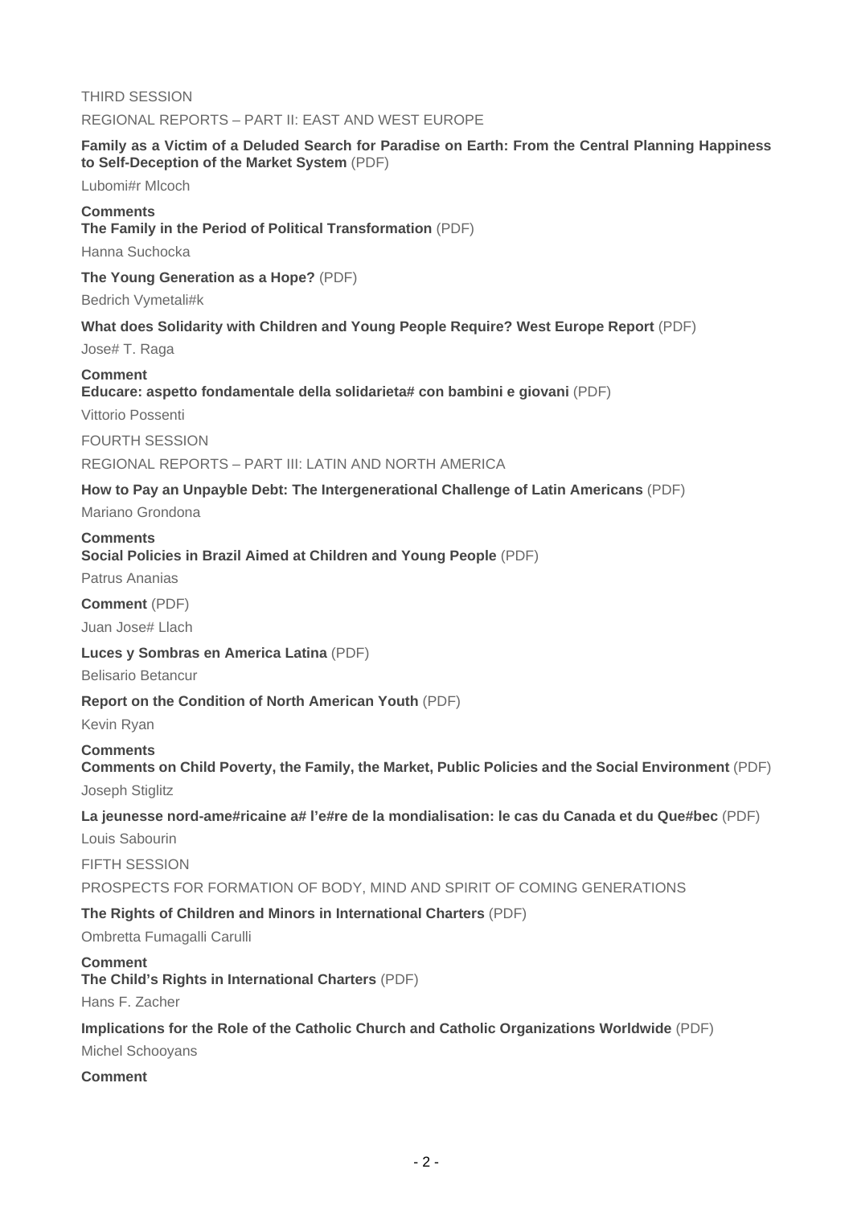THIRD SESSION

REGIONAL REPORTS – PART II: EAST AND WEST EUROPE

**Family as a Victim of a Deluded Search for Paradise on Earth: From the Central Planning Happiness to Self-Deception of the Market System** (PDF)

Lubomi#r Mlcoch

**Comments**
**The Family in the Period of Political Transformation** (PDF)

Hanna Suchocka

**The Young Generation as a Hope?** (PDF)

Bedrich Vymetali#k

**What does Solidarity with Children and Young People Require? West Europe Report** (PDF)

Jose# T. Raga

**Comment**
**Educare: aspetto fondamentale della solidarieta# con bambini e giovani** (PDF)

Vittorio Possenti

FOURTH SESSION

REGIONAL REPORTS – PART III: LATIN AND NORTH AMERICA

**How to Pay an Unpayble Debt: The Intergenerational Challenge of Latin Americans** (PDF)

Mariano Grondona

**Comments**
**Social Policies in Brazil Aimed at Children and Young People** (PDF)

Patrus Ananias

**Comment** (PDF)

Juan Jose# Llach

**Luces y Sombras en America Latina** (PDF)

Belisario Betancur

**Report on the Condition of North American Youth** (PDF)

Kevin Ryan

**Comments**
**Comments on Child Poverty, the Family, the Market, Public Policies and the Social Environment** (PDF)

Joseph Stiglitz

**La jeunesse nord-ame#ricaine a# l'e#re de la mondialisation: le cas du Canada et du Que#bec** (PDF)

Louis Sabourin

FIFTH SESSION

PROSPECTS FOR FORMATION OF BODY, MIND AND SPIRIT OF COMING GENERATIONS

**The Rights of Children and Minors in International Charters** (PDF)

Ombretta Fumagalli Carulli

**Comment**
**The Child's Rights in International Charters** (PDF)

Hans F. Zacher

**Implications for the Role of the Catholic Church and Catholic Organizations Worldwide** (PDF)

Michel Schooyans

**Comment**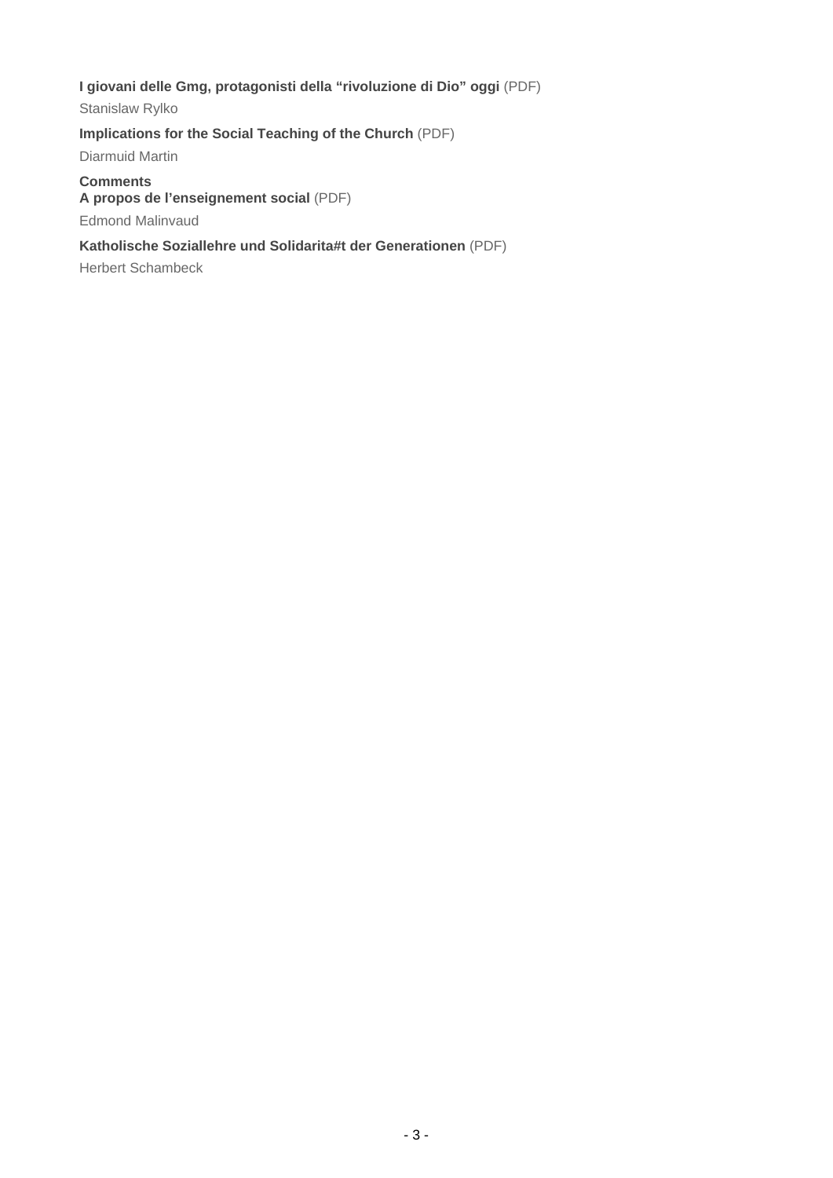**I giovani delle Gmg, protagonisti della “rivoluzione di Dio” oggi** (PDF)

Stanislaw Rylko

**Implications for the Social Teaching of the Church** (PDF)

Diarmuid Martin

**Comments**

**A propos de l’enseignement social** (PDF)

Edmond Malinvaud

**Katholische Soziallehre und Solidarita#t der Generationen** (PDF)

Herbert Schambeck